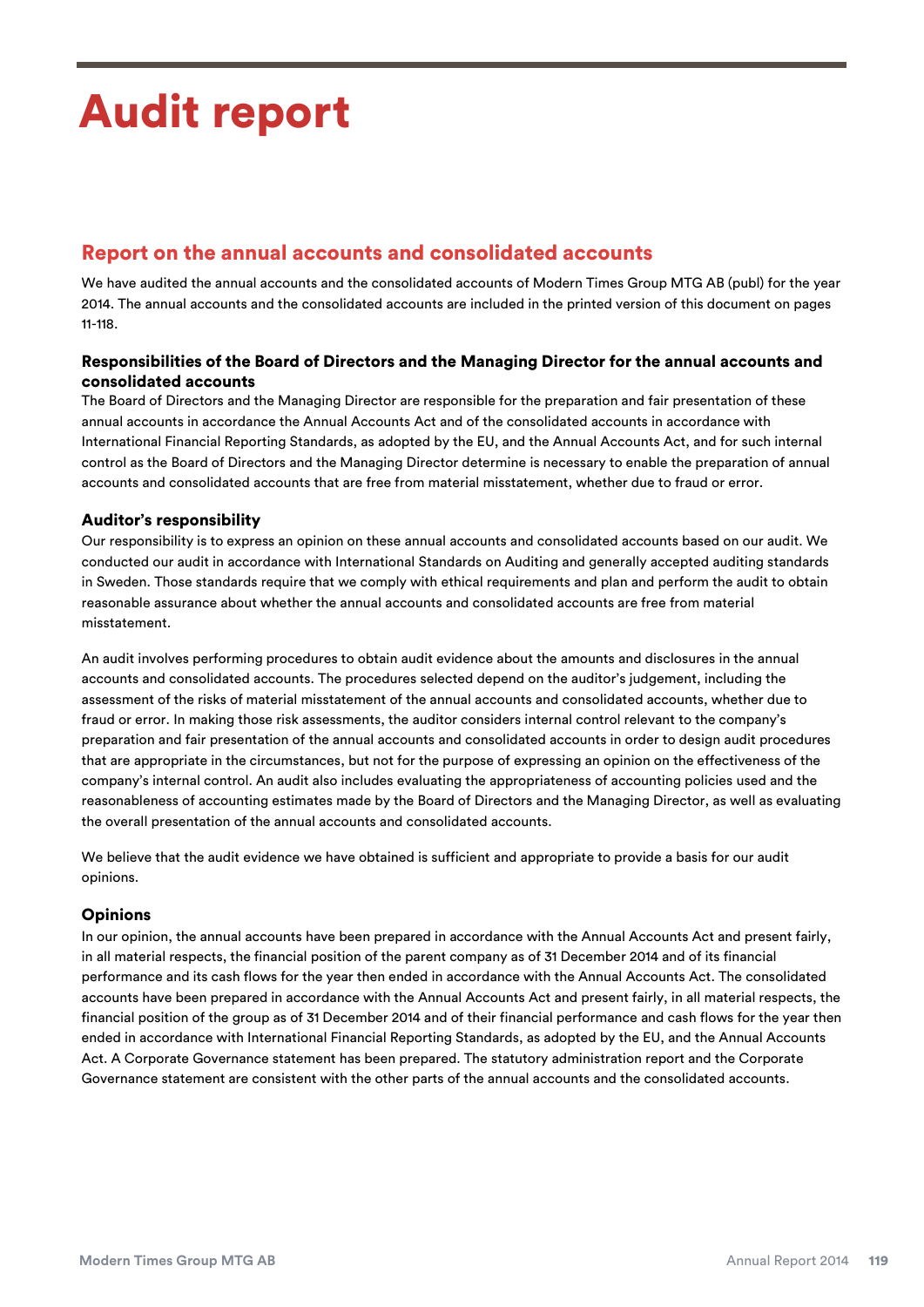# Audit report

## Report on the annual accounts and consolidated accounts

We have audited the annual accounts and the consolidated accounts of Modern Times Group MTG AB (publ) for the year 2014. The annual accounts and the consolidated accounts are included in the printed version of this document on pages 11-118.

### Responsibilities of the Board of Directors and the Managing Director for the annual accounts and consolidated accounts

The Board of Directors and the Managing Director are responsible for the preparation and fair presentation of these annual accounts in accordance the Annual Accounts Act and of the consolidated accounts in accordance with International Financial Reporting Standards, as adopted by the EU, and the Annual Accounts Act, and for such internal control as the Board of Directors and the Managing Director determine is necessary to enable the preparation of annual accounts and consolidated accounts that are free from material misstatement, whether due to fraud or error.

### Auditor's responsibility

Our responsibility is to express an opinion on these annual accounts and consolidated accounts based on our audit. We conducted our audit in accordance with International Standards on Auditing and generally accepted auditing standards in Sweden. Those standards require that we comply with ethical requirements and plan and perform the audit to obtain reasonable assurance about whether the annual accounts and consolidated accounts are free from material misstatement.

An audit involves performing procedures to obtain audit evidence about the amounts and disclosures in the annual accounts and consolidated accounts. The procedures selected depend on the auditor's judgement, including the assessment of the risks of material misstatement of the annual accounts and consolidated accounts, whether due to fraud or error. In making those risk assessments, the auditor considers internal control relevant to the company's preparation and fair presentation of the annual accounts and consolidated accounts in order to design audit procedures that are appropriate in the circumstances, but not for the purpose of expressing an opinion on the effectiveness of the company's internal control. An audit also includes evaluating the appropriateness of accounting policies used and the reasonableness of accounting estimates made by the Board of Directors and the Managing Director, as well as evaluating the overall presentation of the annual accounts and consolidated accounts.

We believe that the audit evidence we have obtained is sufficient and appropriate to provide a basis for our audit opinions.

### Opinions

In our opinion, the annual accounts have been prepared in accordance with the Annual Accounts Act and present fairly, in all material respects, the financial position of the parent company as of 31 December 2014 and of its financial performance and its cash flows for the year then ended in accordance with the Annual Accounts Act. The consolidated accounts have been prepared in accordance with the Annual Accounts Act and present fairly, in all material respects, the financial position of the group as of 31 December 2014 and of their financial performance and cash flows for the year then ended in accordance with International Financial Reporting Standards, as adopted by the EU, and the Annual Accounts Act. A Corporate Governance statement has been prepared. The statutory administration report and the Corporate Governance statement are consistent with the other parts of the annual accounts and the consolidated accounts.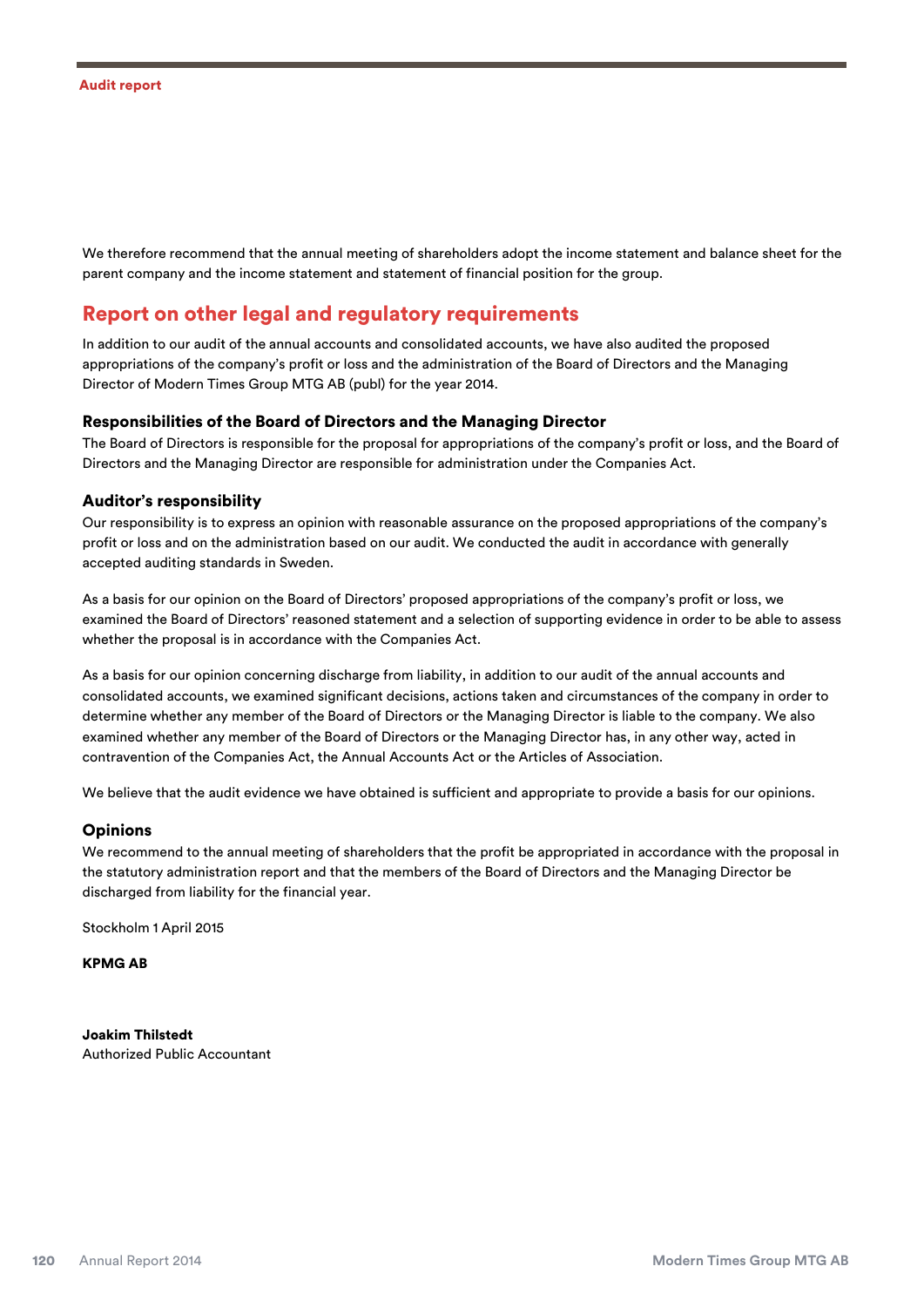We therefore recommend that the annual meeting of shareholders adopt the income statement and balance sheet for the parent company and the income statement and statement of financial position for the group.

## Report on other legal and regulatory requirements

In addition to our audit of the annual accounts and consolidated accounts, we have also audited the proposed appropriations of the company's profit or loss and the administration of the Board of Directors and the Managing Director of Modern Times Group MTG AB (publ) for the year 2014.

### Responsibilities of the Board of Directors and the Managing Director

The Board of Directors is responsible for the proposal for appropriations of the company's profit or loss, and the Board of Directors and the Managing Director are responsible for administration under the Companies Act.

### Auditor's responsibility

Our responsibility is to express an opinion with reasonable assurance on the proposed appropriations of the company's profit or loss and on the administration based on our audit. We conducted the audit in accordance with generally accepted auditing standards in Sweden.

As a basis for our opinion on the Board of Directors' proposed appropriations of the company's profit or loss, we examined the Board of Directors' reasoned statement and a selection of supporting evidence in order to be able to assess whether the proposal is in accordance with the Companies Act.

As a basis for our opinion concerning discharge from liability, in addition to our audit of the annual accounts and consolidated accounts, we examined significant decisions, actions taken and circumstances of the company in order to determine whether any member of the Board of Directors or the Managing Director is liable to the company. We also examined whether any member of the Board of Directors or the Managing Director has, in any other way, acted in contravention of the Companies Act, the Annual Accounts Act or the Articles of Association.

We believe that the audit evidence we have obtained is sufficient and appropriate to provide a basis for our opinions.

### Opinions

We recommend to the annual meeting of shareholders that the profit be appropriated in accordance with the proposal in the statutory administration report and that the members of the Board of Directors and the Managing Director be discharged from liability for the financial year.

Stockholm 1 April 2015

**KPMG AB**

**Joakim Thilstedt**
Authorized Public Accountant